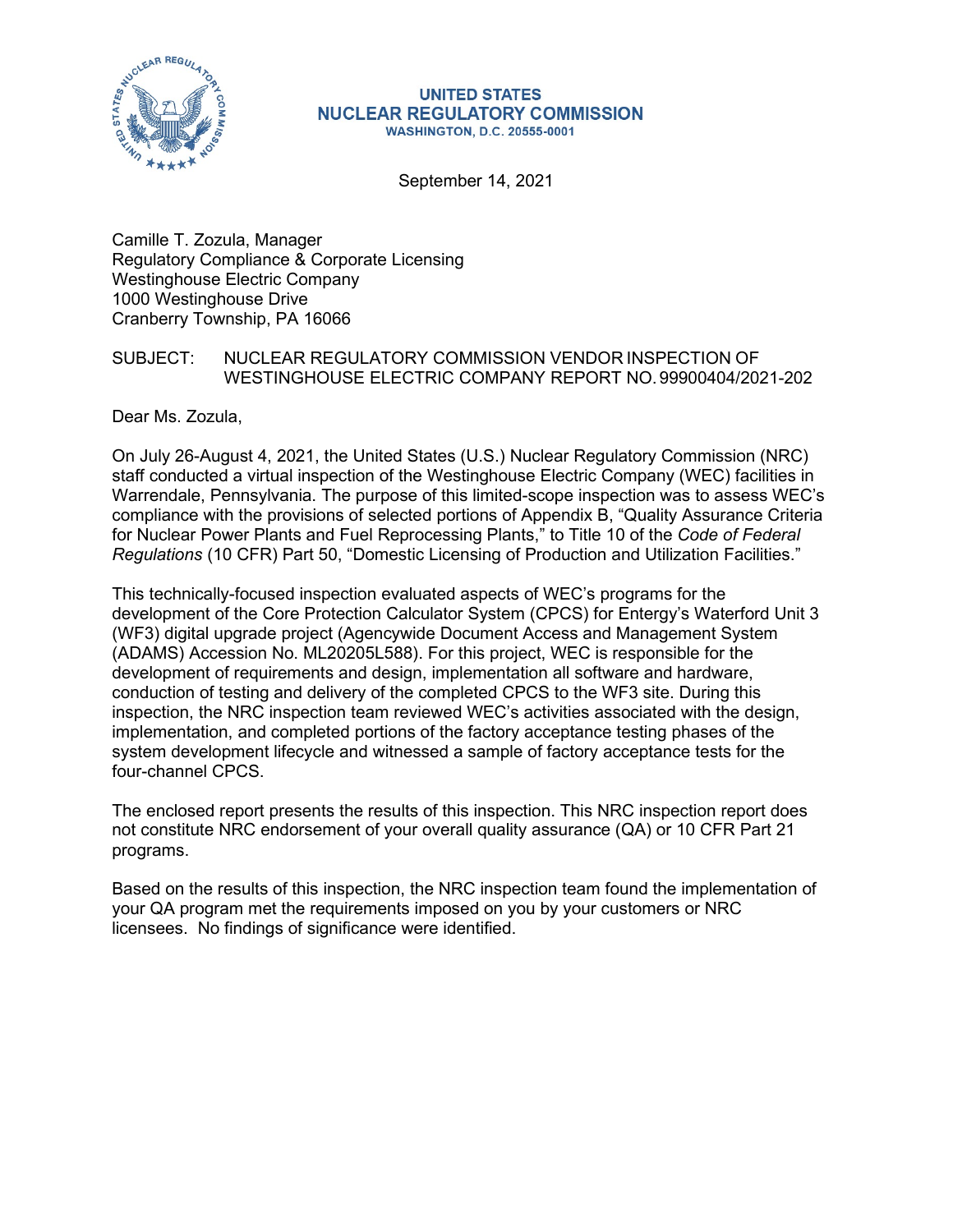**UNITED STATES**
**NUCLEAR REGULATORY COMMISSION**
**WASHINGTON, D.C. 20555-0001**

September 14, 2021

Camille T. Zozula, Manager
Regulatory Compliance & Corporate Licensing
Westinghouse Electric Company
1000 Westinghouse Drive
Cranberry Township, PA 16066

SUBJECT: NUCLEAR REGULATORY COMMISSION VENDOR INSPECTION OF WESTINGHOUSE ELECTRIC COMPANY REPORT NO. 99900404/2021-202

Dear Ms. Zozula,

On July 26-August 4, 2021, the United States (U.S.) Nuclear Regulatory Commission (NRC) staff conducted a virtual inspection of the Westinghouse Electric Company (WEC) facilities in Warrendale, Pennsylvania. The purpose of this limited-scope inspection was to assess WEC's compliance with the provisions of selected portions of Appendix B, "Quality Assurance Criteria for Nuclear Power Plants and Fuel Reprocessing Plants," to Title 10 of the *Code of Federal Regulations* (10 CFR) Part 50, "Domestic Licensing of Production and Utilization Facilities."

This technically-focused inspection evaluated aspects of WEC's programs for the development of the Core Protection Calculator System (CPCS) for Entergy's Waterford Unit 3 (WF3) digital upgrade project (Agencywide Document Access and Management System (ADAMS) Accession No. ML20205L588). For this project, WEC is responsible for the development of requirements and design, implementation all software and hardware, conduction of testing and delivery of the completed CPCS to the WF3 site. During this inspection, the NRC inspection team reviewed WEC's activities associated with the design, implementation, and completed portions of the factory acceptance testing phases of the system development lifecycle and witnessed a sample of factory acceptance tests for the four-channel CPCS.

The enclosed report presents the results of this inspection. This NRC inspection report does not constitute NRC endorsement of your overall quality assurance (QA) or 10 CFR Part 21 programs.

Based on the results of this inspection, the NRC inspection team found the implementation of your QA program met the requirements imposed on you by your customers or NRC licensees. No findings of significance were identified.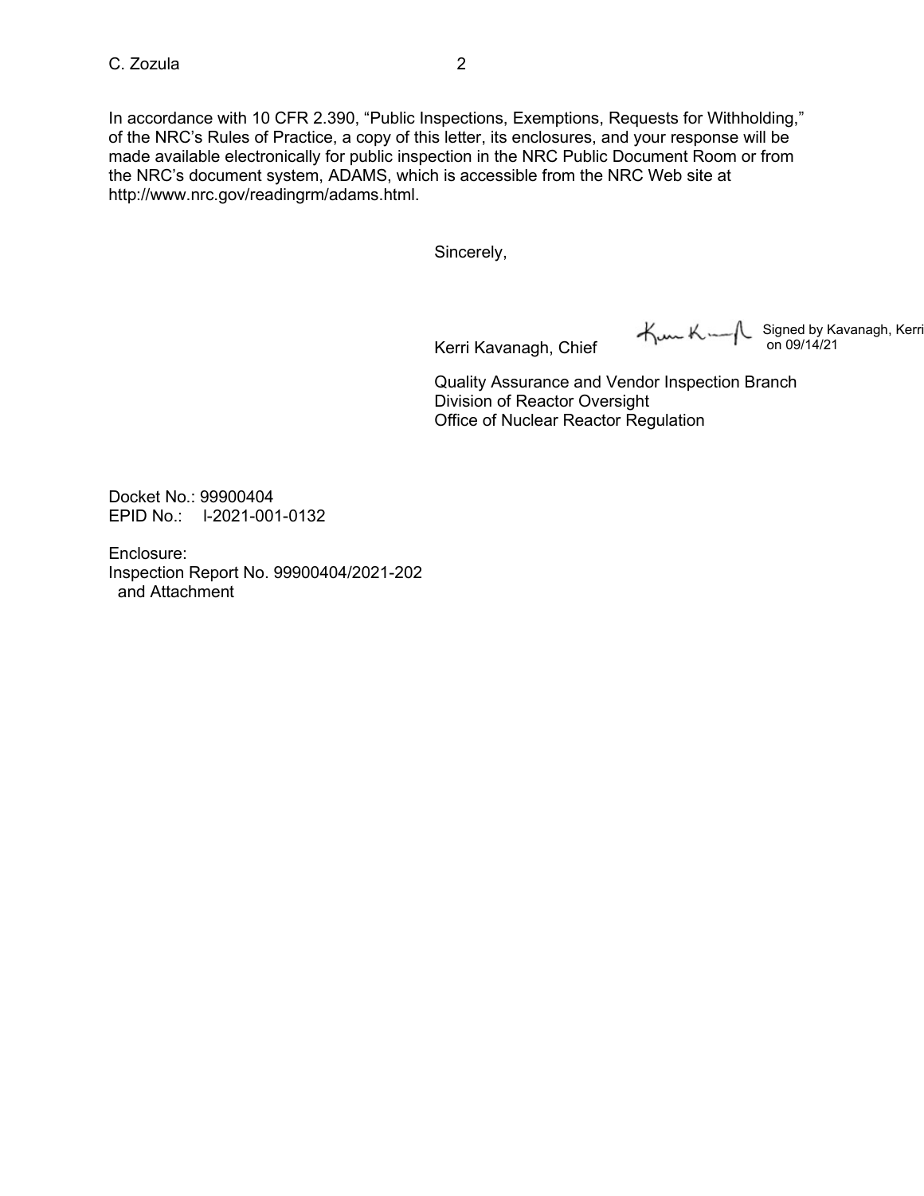In accordance with 10 CFR 2.390, "Public Inspections, Exemptions, Requests for Withholding," of the NRC's Rules of Practice, a copy of this letter, its enclosures, and your response will be made available electronically for public inspection in the NRC Public Document Room or from the NRC's document system, ADAMS, which is accessible from the NRC Web site at http://www.nrc.gov/readingrm/adams.html.

Sincerely,

Signed by Kavanagh, Kerri on 09/14/21

Kerri Kavanagh, Chief
Quality Assurance and Vendor Inspection Branch
Division of Reactor Oversight
Office of Nuclear Reactor Regulation

Docket No.: 99900404
EPID No.: I-2021-001-0132

Enclosure:
Inspection Report No. 99900404/2021-202
and Attachment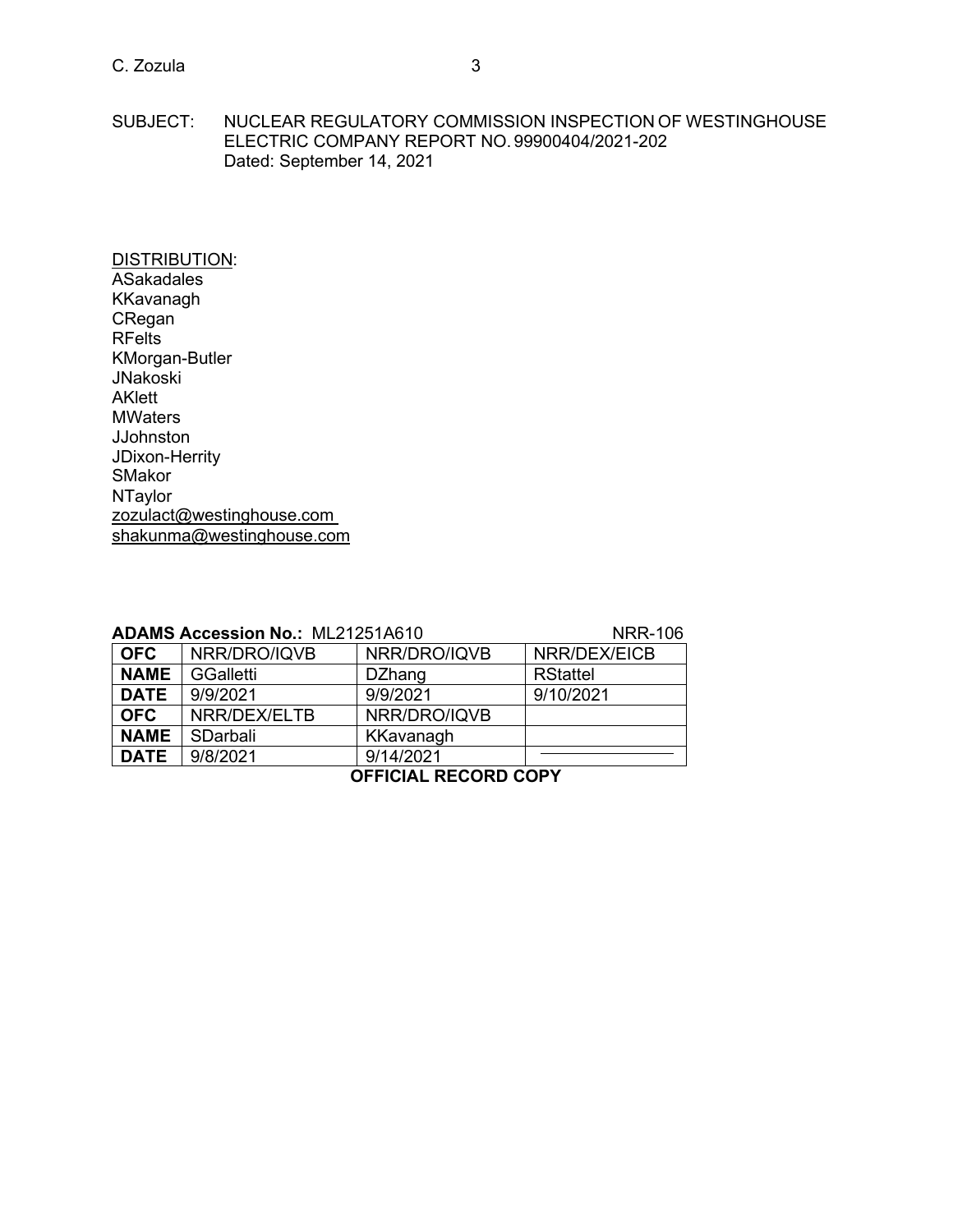SUBJECT: NUCLEAR REGULATORY COMMISSION INSPECTION OF WESTINGHOUSE ELECTRIC COMPANY REPORT NO. 99900404/2021-202
Dated: September 14, 2021

DISTRIBUTION:
ASakadales
KKavanagh
CRegan
RFelts
KMorgan-Butler
JNakoski
AKlett
MWaters
JJohnston
JDixon-Herrity
SMakor
NTaylor
zozulact@westinghouse.com
shakunma@westinghouse.com

**ADAMS Accession No.:** ML21251A610 NRR-106

| **OFC** | NRR/DRO/IQVB | NRR/DRO/IQVB | NRR/DEX/EICB |
|---|---|---|---|
| **NAME** | GGalletti | DZhang | RStattel |
| **DATE** | 9/9/2021 | 9/9/2021 | 9/10/2021 |
| **OFC** | NRR/DEX/ELTB | NRR/DRO/IQVB | |
| **NAME** | SDarbali | KKavanagh | |
| **DATE** | 9/8/2021 | 9/14/2021 | |

**OFFICIAL RECORD COPY**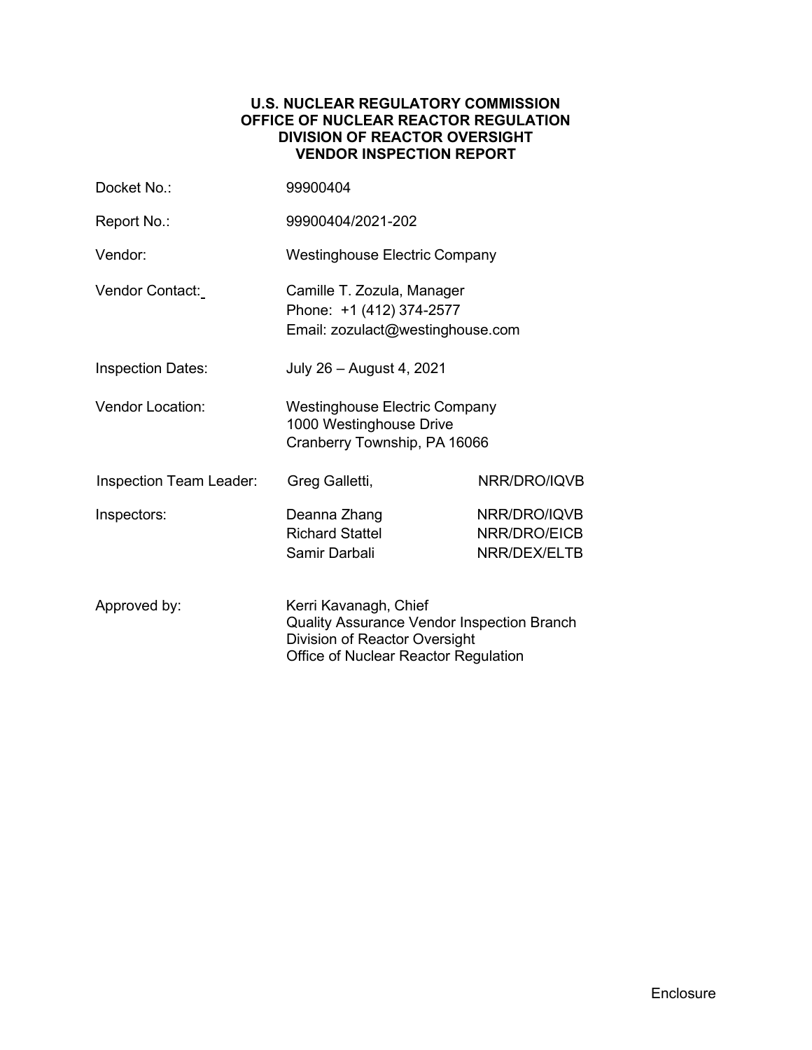**U.S. NUCLEAR REGULATORY COMMISSION**
**OFFICE OF NUCLEAR REACTOR REGULATION**
**DIVISION OF REACTOR OVERSIGHT**
**VENDOR INSPECTION REPORT**

| | | |
|---|---|---|
| Docket No.: | 99900404 | |
| Report No.: | 99900404/2021-202 | |
| Vendor: | Westinghouse Electric Company | |
| Vendor Contact: | Camille T. Zozula, Manager<br>Phone: +1 (412) 374-2577<br>Email: zozulact@westinghouse.com | |
| Inspection Dates: | July 26 – August 4, 2021 | |
| Vendor Location: | Westinghouse Electric Company<br>1000 Westinghouse Drive<br>Cranberry Township, PA 16066 | |
| Inspection Team Leader: | Greg Galletti, | NRR/DRO/IQVB |
| Inspectors: | Deanna Zhang | NRR/DRO/IQVB |
| | Richard Stattel | NRR/DRO/EICB |
| | Samir Darbali | NRR/DEX/ELTB |
| Approved by: | Kerri Kavanagh, Chief<br>Quality Assurance Vendor Inspection Branch<br>Division of Reactor Oversight<br>Office of Nuclear Reactor Regulation | |

Enclosure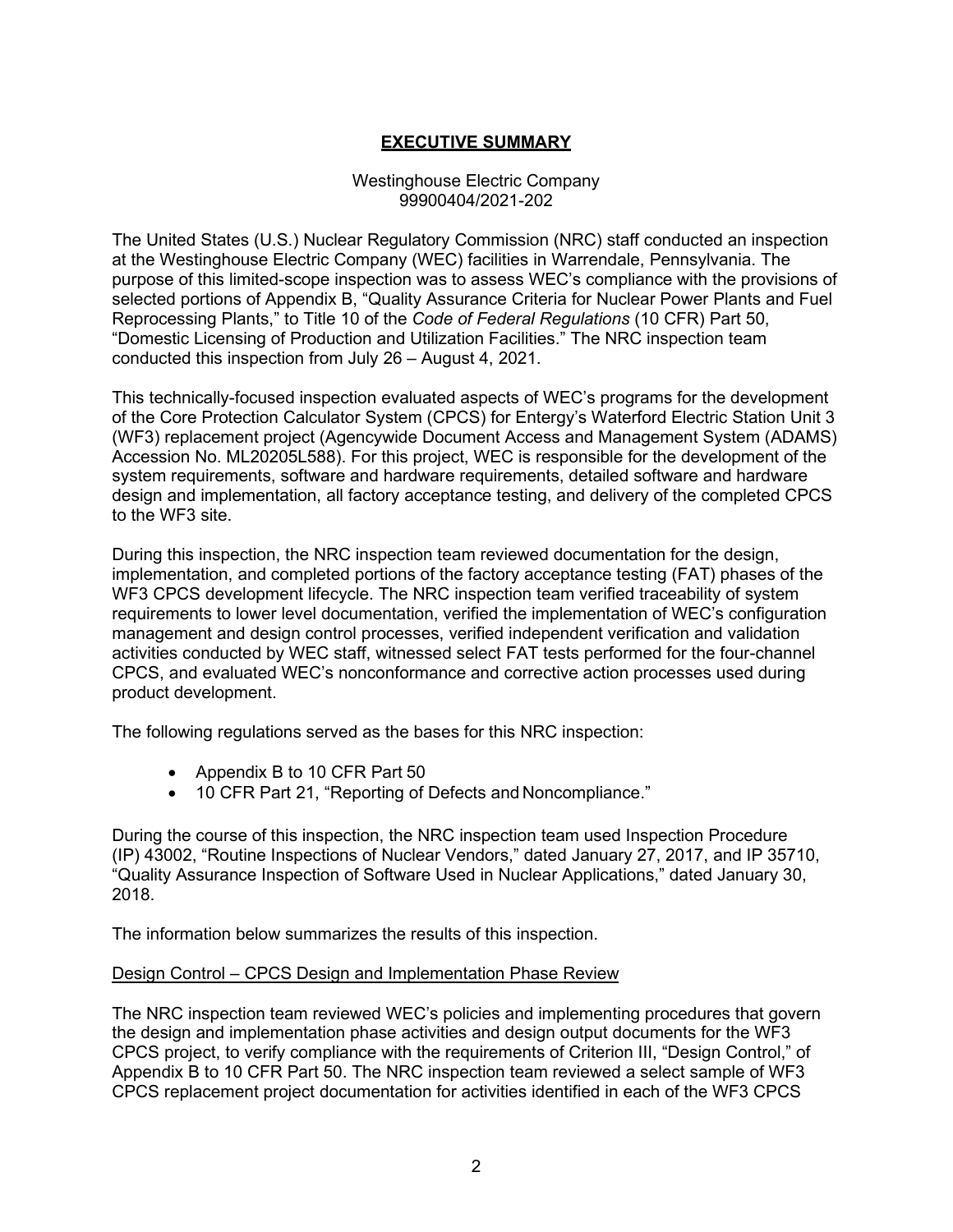## EXECUTIVE SUMMARY

Westinghouse Electric Company
99900404/2021-202

The United States (U.S.) Nuclear Regulatory Commission (NRC) staff conducted an inspection at the Westinghouse Electric Company (WEC) facilities in Warrendale, Pennsylvania. The purpose of this limited-scope inspection was to assess WEC's compliance with the provisions of selected portions of Appendix B, "Quality Assurance Criteria for Nuclear Power Plants and Fuel Reprocessing Plants," to Title 10 of the *Code of Federal Regulations* (10 CFR) Part 50, "Domestic Licensing of Production and Utilization Facilities." The NRC inspection team conducted this inspection from July 26 – August 4, 2021.

This technically-focused inspection evaluated aspects of WEC's programs for the development of the Core Protection Calculator System (CPCS) for Entergy's Waterford Electric Station Unit 3 (WF3) replacement project (Agencywide Document Access and Management System (ADAMS) Accession No. ML20205L588). For this project, WEC is responsible for the development of the system requirements, software and hardware requirements, detailed software and hardware design and implementation, all factory acceptance testing, and delivery of the completed CPCS to the WF3 site.

During this inspection, the NRC inspection team reviewed documentation for the design, implementation, and completed portions of the factory acceptance testing (FAT) phases of the WF3 CPCS development lifecycle. The NRC inspection team verified traceability of system requirements to lower level documentation, verified the implementation of WEC's configuration management and design control processes, verified independent verification and validation activities conducted by WEC staff, witnessed select FAT tests performed for the four-channel CPCS, and evaluated WEC's nonconformance and corrective action processes used during product development.

The following regulations served as the bases for this NRC inspection:

- Appendix B to 10 CFR Part 50
- 10 CFR Part 21, "Reporting of Defects and Noncompliance."

During the course of this inspection, the NRC inspection team used Inspection Procedure (IP) 43002, "Routine Inspections of Nuclear Vendors," dated January 27, 2017, and IP 35710, "Quality Assurance Inspection of Software Used in Nuclear Applications," dated January 30, 2018.

The information below summarizes the results of this inspection.

Design Control – CPCS Design and Implementation Phase Review

The NRC inspection team reviewed WEC's policies and implementing procedures that govern the design and implementation phase activities and design output documents for the WF3 CPCS project, to verify compliance with the requirements of Criterion III, "Design Control," of Appendix B to 10 CFR Part 50. The NRC inspection team reviewed a select sample of WF3 CPCS replacement project documentation for activities identified in each of the WF3 CPCS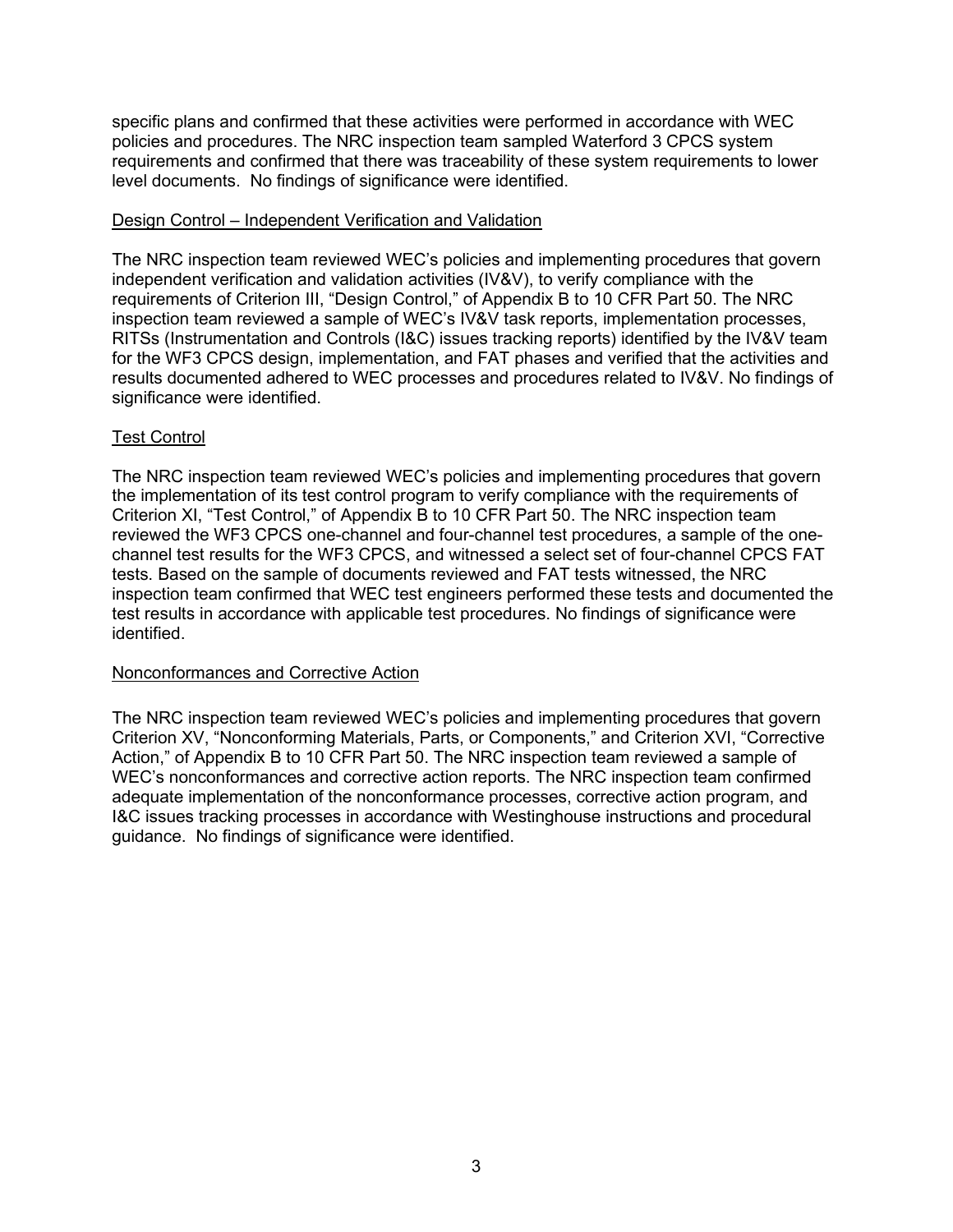specific plans and confirmed that these activities were performed in accordance with WEC policies and procedures. The NRC inspection team sampled Waterford 3 CPCS system requirements and confirmed that there was traceability of these system requirements to lower level documents. No findings of significance were identified.

Design Control – Independent Verification and Validation

The NRC inspection team reviewed WEC's policies and implementing procedures that govern independent verification and validation activities (IV&V), to verify compliance with the requirements of Criterion III, "Design Control," of Appendix B to 10 CFR Part 50. The NRC inspection team reviewed a sample of WEC's IV&V task reports, implementation processes, RITSs (Instrumentation and Controls (I&C) issues tracking reports) identified by the IV&V team for the WF3 CPCS design, implementation, and FAT phases and verified that the activities and results documented adhered to WEC processes and procedures related to IV&V. No findings of significance were identified.

Test Control

The NRC inspection team reviewed WEC's policies and implementing procedures that govern the implementation of its test control program to verify compliance with the requirements of Criterion XI, "Test Control," of Appendix B to 10 CFR Part 50. The NRC inspection team reviewed the WF3 CPCS one-channel and four-channel test procedures, a sample of the one-channel test results for the WF3 CPCS, and witnessed a select set of four-channel CPCS FAT tests. Based on the sample of documents reviewed and FAT tests witnessed, the NRC inspection team confirmed that WEC test engineers performed these tests and documented the test results in accordance with applicable test procedures. No findings of significance were identified.

Nonconformances and Corrective Action

The NRC inspection team reviewed WEC's policies and implementing procedures that govern Criterion XV, "Nonconforming Materials, Parts, or Components," and Criterion XVI, "Corrective Action," of Appendix B to 10 CFR Part 50. The NRC inspection team reviewed a sample of WEC's nonconformances and corrective action reports. The NRC inspection team confirmed adequate implementation of the nonconformance processes, corrective action program, and I&C issues tracking processes in accordance with Westinghouse instructions and procedural guidance. No findings of significance were identified.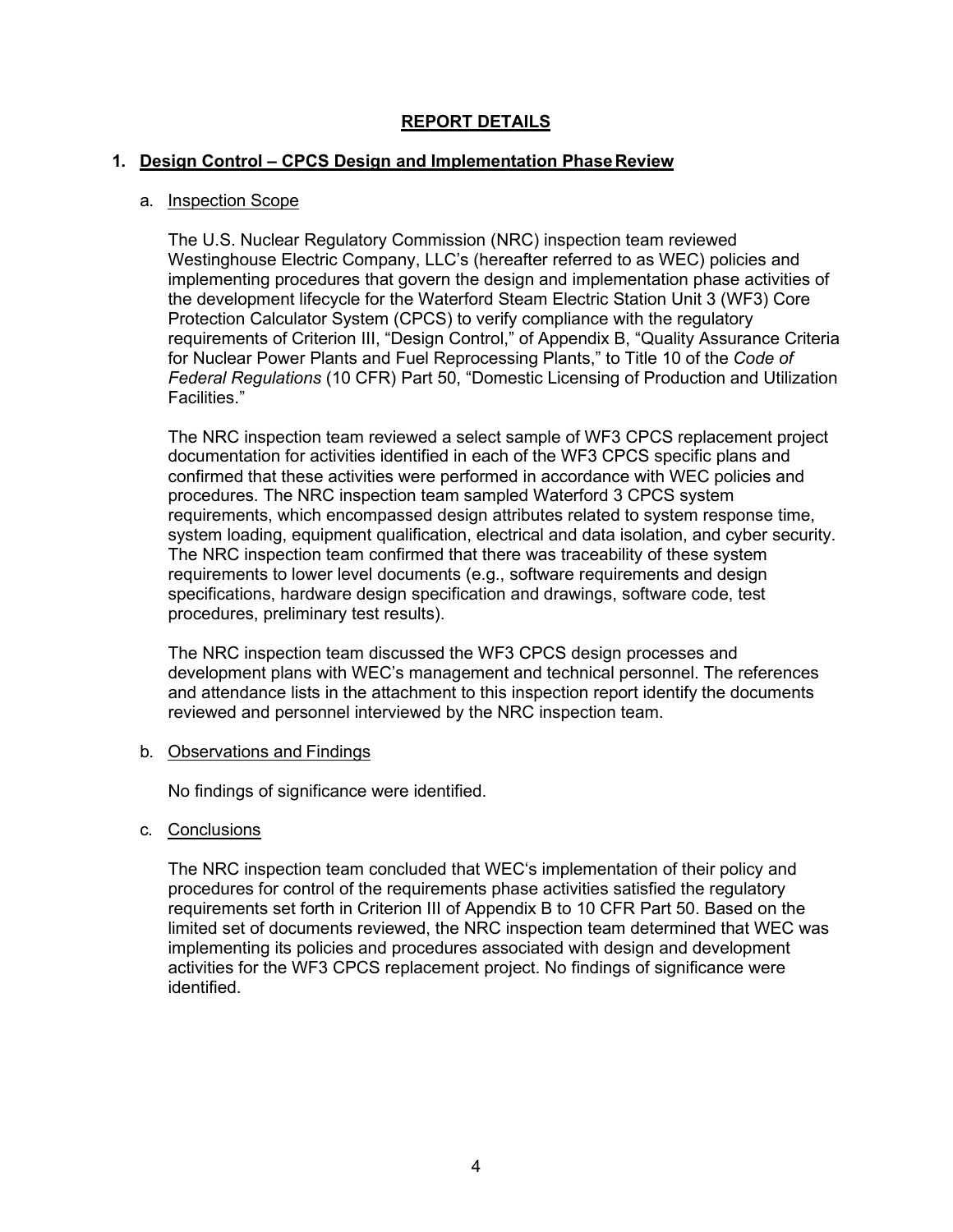# REPORT DETAILS

## 1. Design Control – CPCS Design and Implementation Phase Review

### a. Inspection Scope

The U.S. Nuclear Regulatory Commission (NRC) inspection team reviewed Westinghouse Electric Company, LLC's (hereafter referred to as WEC) policies and implementing procedures that govern the design and implementation phase activities of the development lifecycle for the Waterford Steam Electric Station Unit 3 (WF3) Core Protection Calculator System (CPCS) to verify compliance with the regulatory requirements of Criterion III, "Design Control," of Appendix B, "Quality Assurance Criteria for Nuclear Power Plants and Fuel Reprocessing Plants," to Title 10 of the *Code of Federal Regulations* (10 CFR) Part 50, "Domestic Licensing of Production and Utilization Facilities."

The NRC inspection team reviewed a select sample of WF3 CPCS replacement project documentation for activities identified in each of the WF3 CPCS specific plans and confirmed that these activities were performed in accordance with WEC policies and procedures. The NRC inspection team sampled Waterford 3 CPCS system requirements, which encompassed design attributes related to system response time, system loading, equipment qualification, electrical and data isolation, and cyber security. The NRC inspection team confirmed that there was traceability of these system requirements to lower level documents (e.g., software requirements and design specifications, hardware design specification and drawings, software code, test procedures, preliminary test results).

The NRC inspection team discussed the WF3 CPCS design processes and development plans with WEC's management and technical personnel. The references and attendance lists in the attachment to this inspection report identify the documents reviewed and personnel interviewed by the NRC inspection team.

### b. Observations and Findings

No findings of significance were identified.

### c. Conclusions

The NRC inspection team concluded that WEC's implementation of their policy and procedures for control of the requirements phase activities satisfied the regulatory requirements set forth in Criterion III of Appendix B to 10 CFR Part 50. Based on the limited set of documents reviewed, the NRC inspection team determined that WEC was implementing its policies and procedures associated with design and development activities for the WF3 CPCS replacement project. No findings of significance were identified.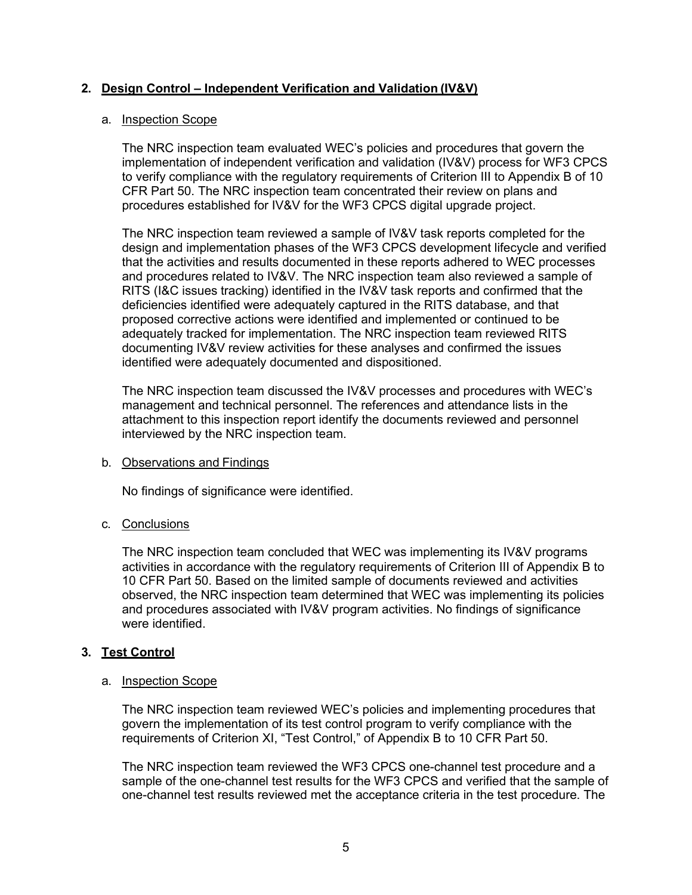## 2. Design Control – Independent Verification and Validation (IV&V)

a. Inspection Scope

The NRC inspection team evaluated WEC's policies and procedures that govern the implementation of independent verification and validation (IV&V) process for WF3 CPCS to verify compliance with the regulatory requirements of Criterion III to Appendix B of 10 CFR Part 50. The NRC inspection team concentrated their review on plans and procedures established for IV&V for the WF3 CPCS digital upgrade project.

The NRC inspection team reviewed a sample of IV&V task reports completed for the design and implementation phases of the WF3 CPCS development lifecycle and verified that the activities and results documented in these reports adhered to WEC processes and procedures related to IV&V. The NRC inspection team also reviewed a sample of RITS (I&C issues tracking) identified in the IV&V task reports and confirmed that the deficiencies identified were adequately captured in the RITS database, and that proposed corrective actions were identified and implemented or continued to be adequately tracked for implementation. The NRC inspection team reviewed RITS documenting IV&V review activities for these analyses and confirmed the issues identified were adequately documented and dispositioned.

The NRC inspection team discussed the IV&V processes and procedures with WEC's management and technical personnel. The references and attendance lists in the attachment to this inspection report identify the documents reviewed and personnel interviewed by the NRC inspection team.

b. Observations and Findings

No findings of significance were identified.

c. Conclusions

The NRC inspection team concluded that WEC was implementing its IV&V programs activities in accordance with the regulatory requirements of Criterion III of Appendix B to 10 CFR Part 50. Based on the limited sample of documents reviewed and activities observed, the NRC inspection team determined that WEC was implementing its policies and procedures associated with IV&V program activities. No findings of significance were identified.

## 3. Test Control

a. Inspection Scope

The NRC inspection team reviewed WEC's policies and implementing procedures that govern the implementation of its test control program to verify compliance with the requirements of Criterion XI, "Test Control," of Appendix B to 10 CFR Part 50.

The NRC inspection team reviewed the WF3 CPCS one-channel test procedure and a sample of the one-channel test results for the WF3 CPCS and verified that the sample of one-channel test results reviewed met the acceptance criteria in the test procedure. The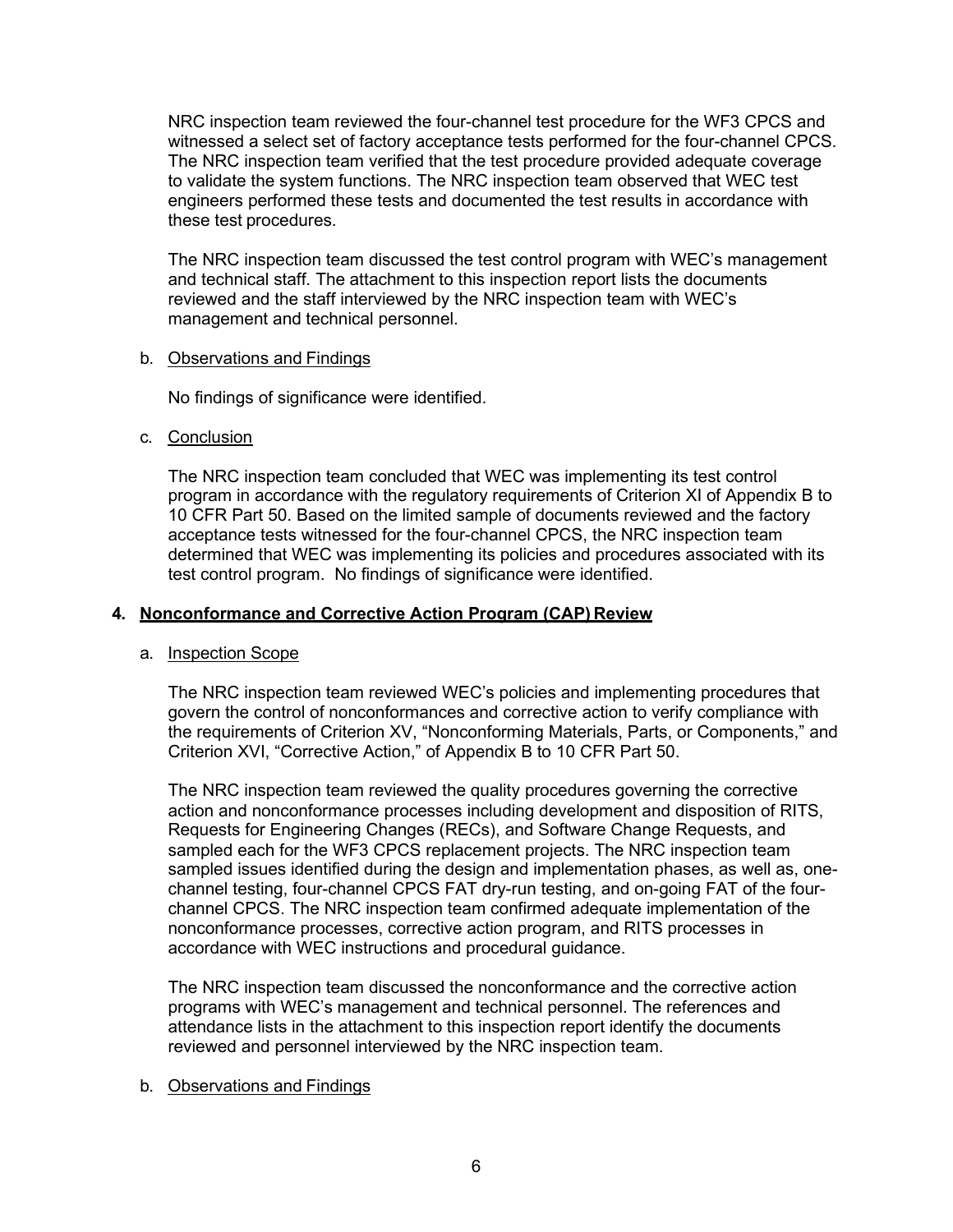NRC inspection team reviewed the four-channel test procedure for the WF3 CPCS and witnessed a select set of factory acceptance tests performed for the four-channel CPCS. The NRC inspection team verified that the test procedure provided adequate coverage to validate the system functions. The NRC inspection team observed that WEC test engineers performed these tests and documented the test results in accordance with these test procedures.

The NRC inspection team discussed the test control program with WEC's management and technical staff. The attachment to this inspection report lists the documents reviewed and the staff interviewed by the NRC inspection team with WEC's management and technical personnel.

b. Observations and Findings

No findings of significance were identified.

c. Conclusion

The NRC inspection team concluded that WEC was implementing its test control program in accordance with the regulatory requirements of Criterion XI of Appendix B to 10 CFR Part 50. Based on the limited sample of documents reviewed and the factory acceptance tests witnessed for the four-channel CPCS, the NRC inspection team determined that WEC was implementing its policies and procedures associated with its test control program. No findings of significance were identified.

## 4. Nonconformance and Corrective Action Program (CAP) Review

a. Inspection Scope

The NRC inspection team reviewed WEC's policies and implementing procedures that govern the control of nonconformances and corrective action to verify compliance with the requirements of Criterion XV, "Nonconforming Materials, Parts, or Components," and Criterion XVI, "Corrective Action," of Appendix B to 10 CFR Part 50.

The NRC inspection team reviewed the quality procedures governing the corrective action and nonconformance processes including development and disposition of RITS, Requests for Engineering Changes (RECs), and Software Change Requests, and sampled each for the WF3 CPCS replacement projects. The NRC inspection team sampled issues identified during the design and implementation phases, as well as, one-channel testing, four-channel CPCS FAT dry-run testing, and on-going FAT of the four-channel CPCS. The NRC inspection team confirmed adequate implementation of the nonconformance processes, corrective action program, and RITS processes in accordance with WEC instructions and procedural guidance.

The NRC inspection team discussed the nonconformance and the corrective action programs with WEC's management and technical personnel. The references and attendance lists in the attachment to this inspection report identify the documents reviewed and personnel interviewed by the NRC inspection team.

b. Observations and Findings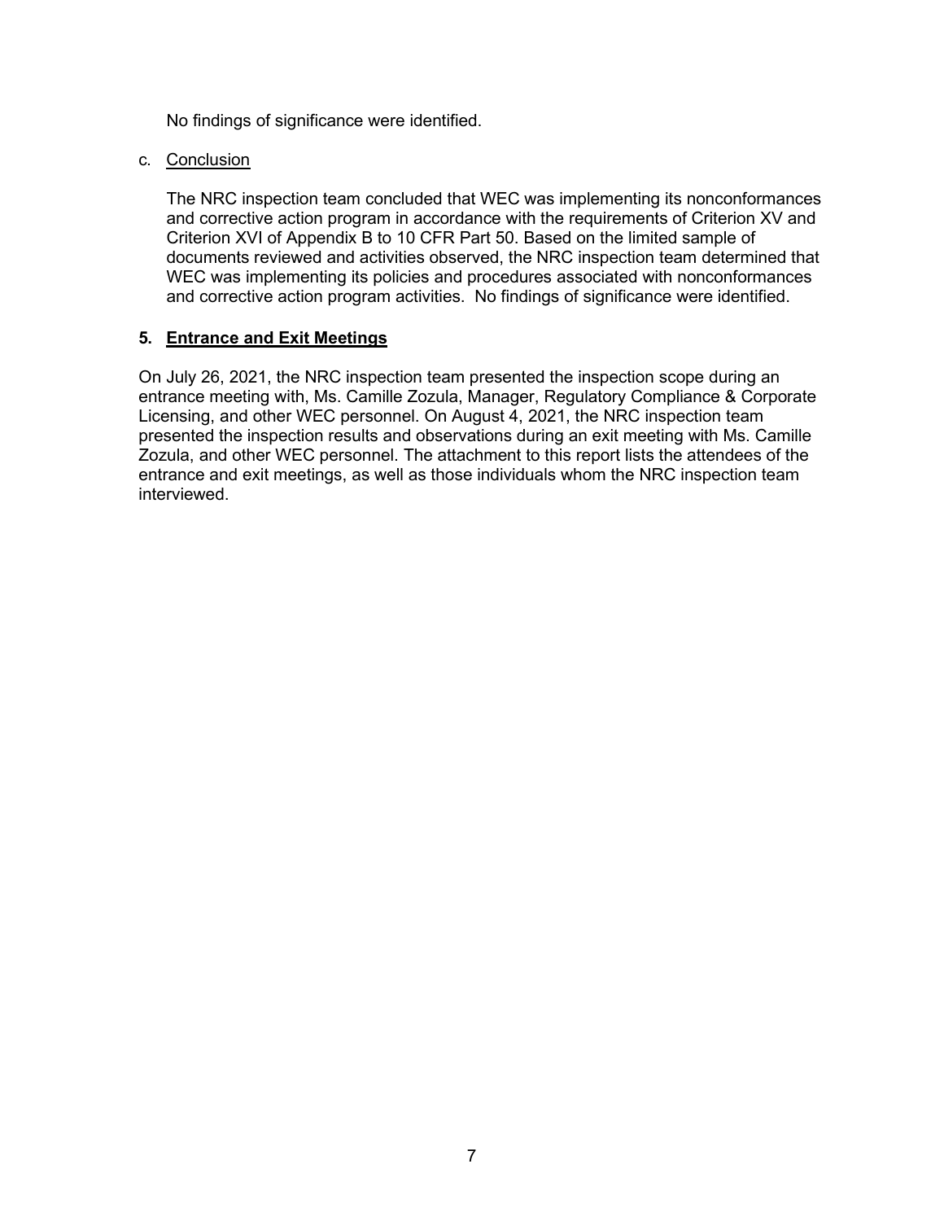No findings of significance were identified.

c. Conclusion

The NRC inspection team concluded that WEC was implementing its nonconformances and corrective action program in accordance with the requirements of Criterion XV and Criterion XVI of Appendix B to 10 CFR Part 50. Based on the limited sample of documents reviewed and activities observed, the NRC inspection team determined that WEC was implementing its policies and procedures associated with nonconformances and corrective action program activities. No findings of significance were identified.

## 5. Entrance and Exit Meetings

On July 26, 2021, the NRC inspection team presented the inspection scope during an entrance meeting with, Ms. Camille Zozula, Manager, Regulatory Compliance & Corporate Licensing, and other WEC personnel. On August 4, 2021, the NRC inspection team presented the inspection results and observations during an exit meeting with Ms. Camille Zozula, and other WEC personnel. The attachment to this report lists the attendees of the entrance and exit meetings, as well as those individuals whom the NRC inspection team interviewed.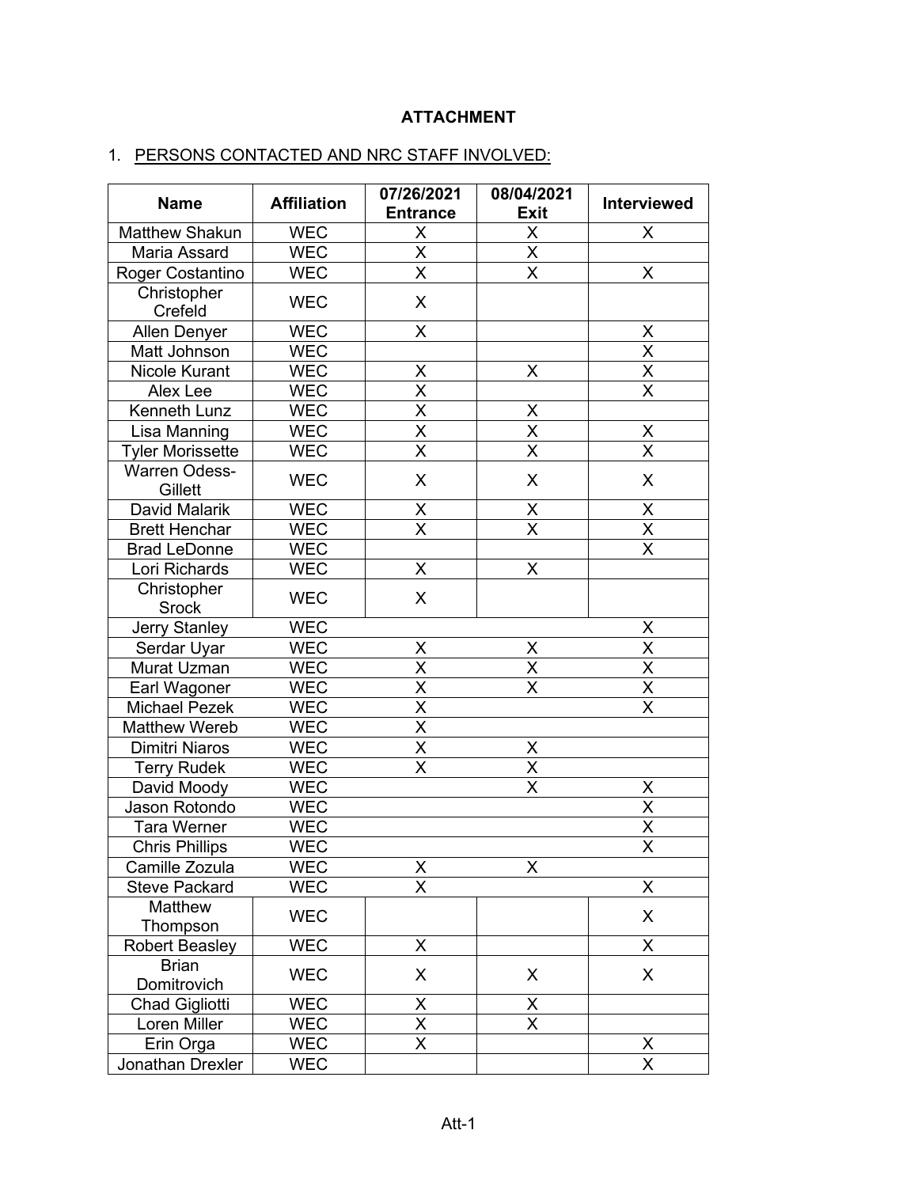**ATTACHMENT**

1. PERSONS CONTACTED AND NRC STAFF INVOLVED:

| Name | Affiliation | 07/26/2021 Entrance | 08/04/2021 Exit | Interviewed |
|---|---|---|---|---|
| Matthew Shakun | WEC | X | X | X |
| Maria Assard | WEC | X | X | |
| Roger Costantino | WEC | X | X | X |
| Christopher Crefeld | WEC | X | | |
| Allen Denyer | WEC | X | | X |
| Matt Johnson | WEC | | | X |
| Nicole Kurant | WEC | X | X | X |
| Alex Lee | WEC | X | | X |
| Kenneth Lunz | WEC | X | X | |
| Lisa Manning | WEC | X | X | X |
| Tyler Morissette | WEC | X | X | X |
| Warren Odess-Gillett | WEC | X | X | X |
| David Malarik | WEC | X | X | X |
| Brett Henchar | WEC | X | X | X |
| Brad LeDonne | WEC | | | X |
| Lori Richards | WEC | X | X | |
| Christopher Srock | WEC | X | | |
| Jerry Stanley | WEC | | | X |
| Serdar Uyar | WEC | X | X | X |
| Murat Uzman | WEC | X | X | X |
| Earl Wagoner | WEC | X | X | X |
| Michael Pezek | WEC | X | | X |
| Matthew Wereb | WEC | X | | |
| Dimitri Niaros | WEC | X | X | |
| Terry Rudek | WEC | X | X | |
| David Moody | WEC | | X | X |
| Jason Rotondo | WEC | | | X |
| Tara Werner | WEC | | | X |
| Chris Phillips | WEC | | | X |
| Camille Zozula | WEC | X | X | |
| Steve Packard | WEC | X | | X |
| Matthew Thompson | WEC | | | X |
| Robert Beasley | WEC | X | | X |
| Brian Domitrovich | WEC | X | X | X |
| Chad Gigliotti | WEC | X | X | |
| Loren Miller | WEC | X | X | |
| Erin Orga | WEC | X | | X |
| Jonathan Drexler | WEC | | | X |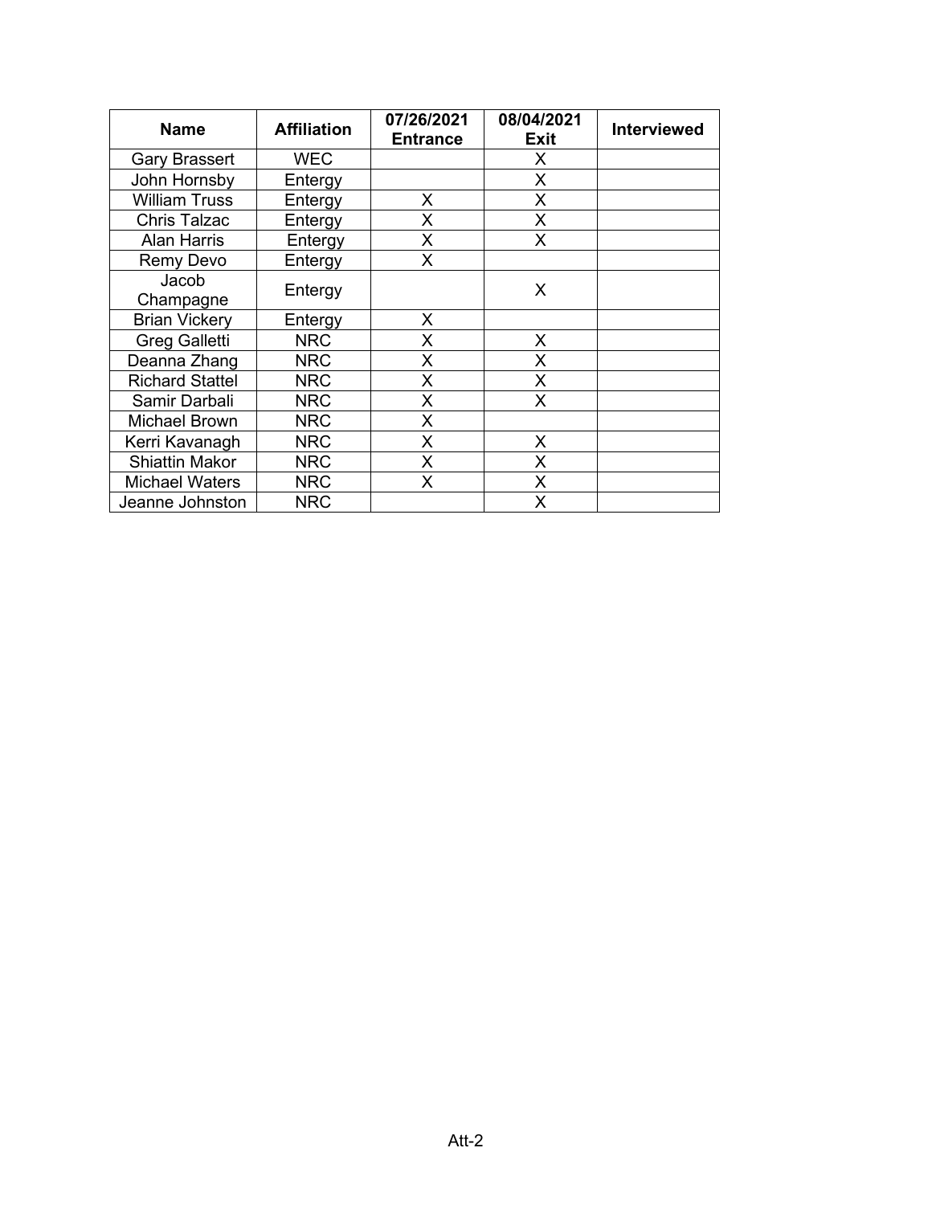| Name | Affiliation | 07/26/2021 Entrance | 08/04/2021 Exit | Interviewed |
|---|---|---|---|---|
| Gary Brassert | WEC | | X | |
| John Hornsby | Entergy | | X | |
| William Truss | Entergy | X | X | |
| Chris Talzac | Entergy | X | X | |
| Alan Harris | Entergy | X | X | |
| Remy Devo | Entergy | X | | |
| Jacob Champagne | Entergy | | X | |
| Brian Vickery | Entergy | X | | |
| Greg Galletti | NRC | X | X | |
| Deanna Zhang | NRC | X | X | |
| Richard Stattel | NRC | X | X | |
| Samir Darbali | NRC | X | X | |
| Michael Brown | NRC | X | | |
| Kerri Kavanagh | NRC | X | X | |
| Shiattin Makor | NRC | X | X | |
| Michael Waters | NRC | X | X | |
| Jeanne Johnston | NRC | | X | |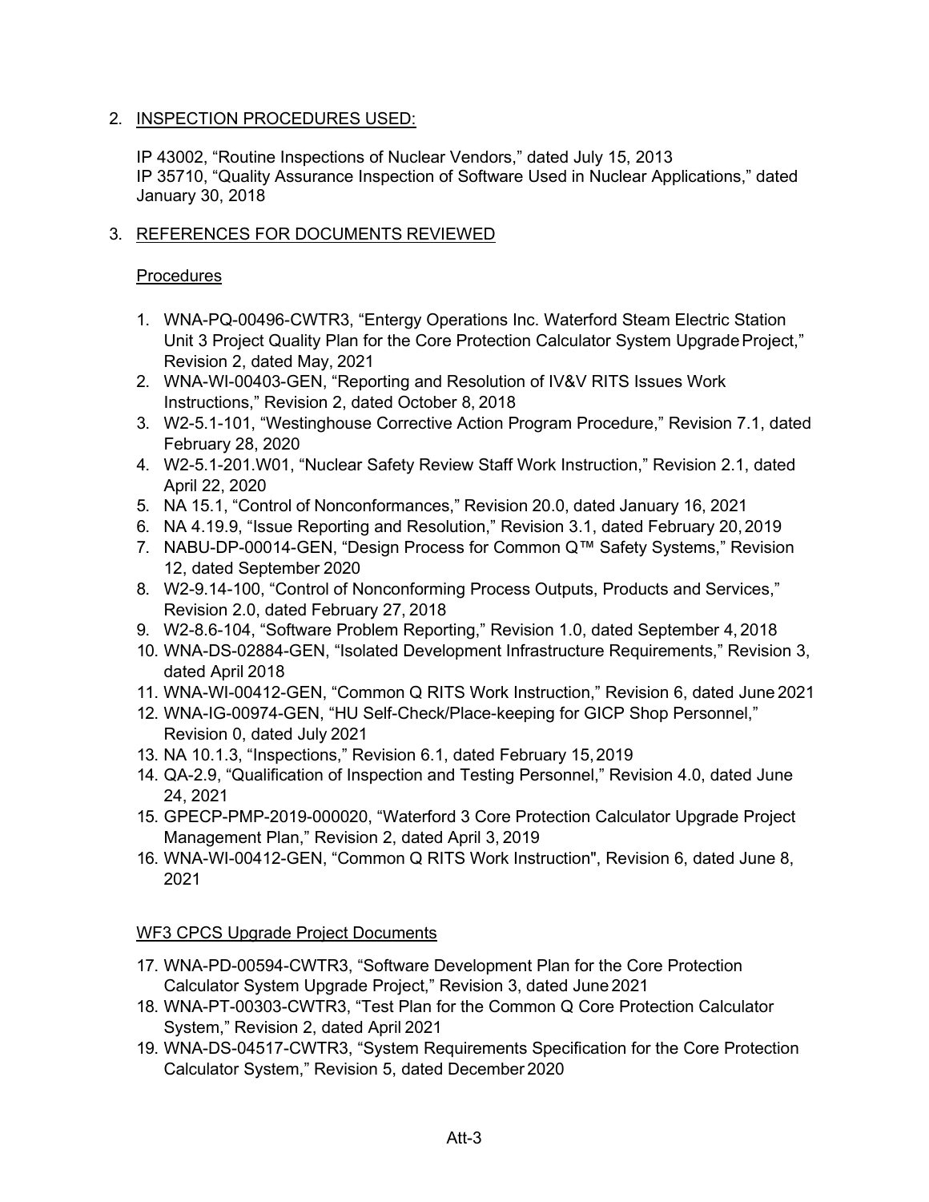## 2. INSPECTION PROCEDURES USED:

IP 43002, "Routine Inspections of Nuclear Vendors," dated July 15, 2013
IP 35710, "Quality Assurance Inspection of Software Used in Nuclear Applications," dated January 30, 2018

## 3. REFERENCES FOR DOCUMENTS REVIEWED

### Procedures

1. WNA-PQ-00496-CWTR3, "Entergy Operations Inc. Waterford Steam Electric Station Unit 3 Project Quality Plan for the Core Protection Calculator System Upgrade Project," Revision 2, dated May, 2021
2. WNA-WI-00403-GEN, "Reporting and Resolution of IV&V RITS Issues Work Instructions," Revision 2, dated October 8, 2018
3. W2-5.1-101, "Westinghouse Corrective Action Program Procedure," Revision 7.1, dated February 28, 2020
4. W2-5.1-201.W01, "Nuclear Safety Review Staff Work Instruction," Revision 2.1, dated April 22, 2020
5. NA 15.1, "Control of Nonconformances," Revision 20.0, dated January 16, 2021
6. NA 4.19.9, "Issue Reporting and Resolution," Revision 3.1, dated February 20, 2019
7. NABU-DP-00014-GEN, "Design Process for Common Q™ Safety Systems," Revision 12, dated September 2020
8. W2-9.14-100, "Control of Nonconforming Process Outputs, Products and Services," Revision 2.0, dated February 27, 2018
9. W2-8.6-104, "Software Problem Reporting," Revision 1.0, dated September 4, 2018
10. WNA-DS-02884-GEN, "Isolated Development Infrastructure Requirements," Revision 3, dated April 2018
11. WNA-WI-00412-GEN, "Common Q RITS Work Instruction," Revision 6, dated June 2021
12. WNA-IG-00974-GEN, "HU Self-Check/Place-keeping for GICP Shop Personnel," Revision 0, dated July 2021
13. NA 10.1.3, "Inspections," Revision 6.1, dated February 15, 2019
14. QA-2.9, "Qualification of Inspection and Testing Personnel," Revision 4.0, dated June 24, 2021
15. GPECP-PMP-2019-000020, "Waterford 3 Core Protection Calculator Upgrade Project Management Plan," Revision 2, dated April 3, 2019
16. WNA-WI-00412-GEN, "Common Q RITS Work Instruction", Revision 6, dated June 8, 2021

### WF3 CPCS Upgrade Project Documents

17. WNA-PD-00594-CWTR3, "Software Development Plan for the Core Protection Calculator System Upgrade Project," Revision 3, dated June 2021
18. WNA-PT-00303-CWTR3, "Test Plan for the Common Q Core Protection Calculator System," Revision 2, dated April 2021
19. WNA-DS-04517-CWTR3, "System Requirements Specification for the Core Protection Calculator System," Revision 5, dated December 2020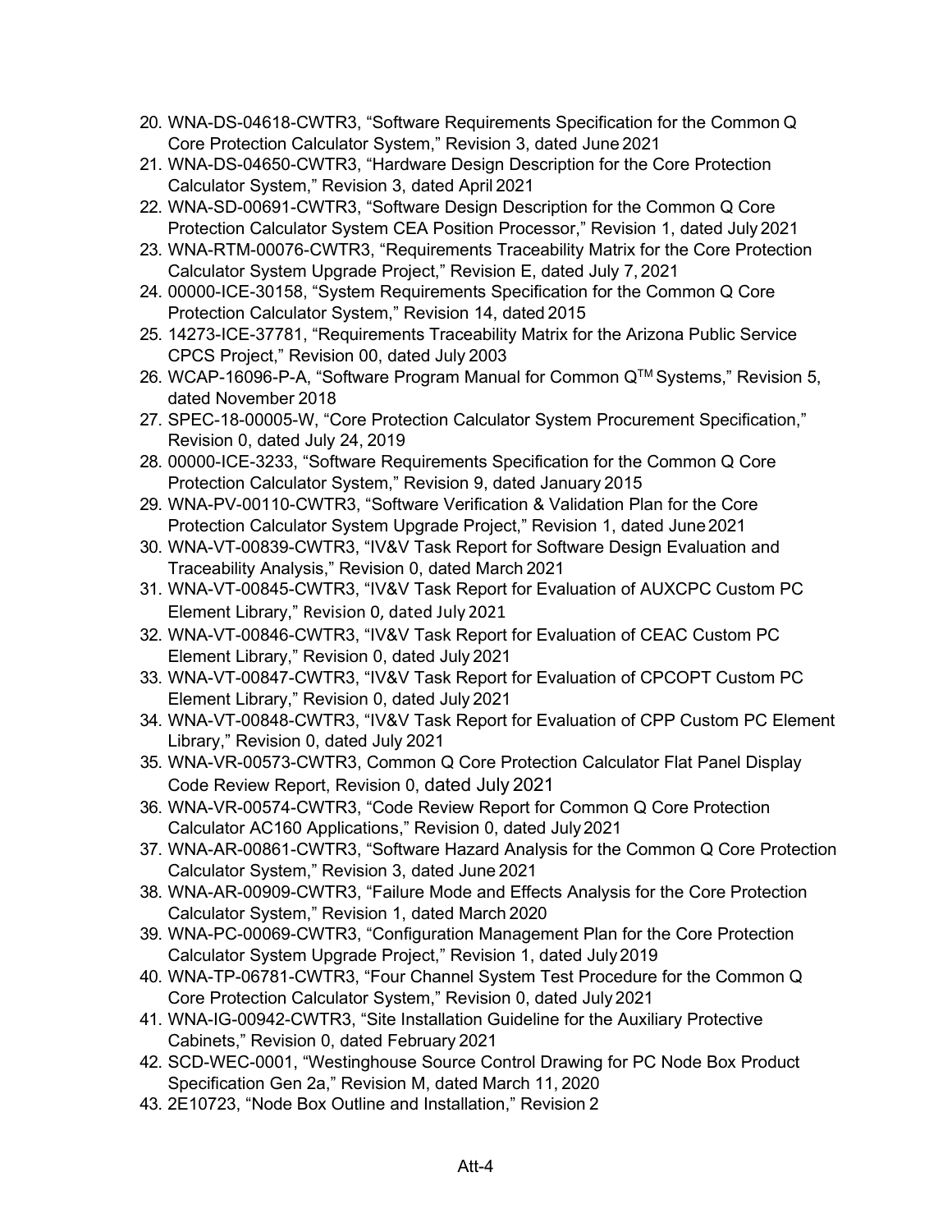20. WNA-DS-04618-CWTR3, “Software Requirements Specification for the Common Q Core Protection Calculator System,” Revision 3, dated June 2021
21. WNA-DS-04650-CWTR3, “Hardware Design Description for the Core Protection Calculator System,” Revision 3, dated April 2021
22. WNA-SD-00691-CWTR3, “Software Design Description for the Common Q Core Protection Calculator System CEA Position Processor,” Revision 1, dated July 2021
23. WNA-RTM-00076-CWTR3, “Requirements Traceability Matrix for the Core Protection Calculator System Upgrade Project,” Revision E, dated July 7, 2021
24. 00000-ICE-30158, “System Requirements Specification for the Common Q Core Protection Calculator System,” Revision 14, dated 2015
25. 14273-ICE-37781, “Requirements Traceability Matrix for the Arizona Public Service CPCS Project,” Revision 00, dated July 2003
26. WCAP-16096-P-A, “Software Program Manual for Common Q™ Systems,” Revision 5, dated November 2018
27. SPEC-18-00005-W, “Core Protection Calculator System Procurement Specification,” Revision 0, dated July 24, 2019
28. 00000-ICE-3233, “Software Requirements Specification for the Common Q Core Protection Calculator System,” Revision 9, dated January 2015
29. WNA-PV-00110-CWTR3, “Software Verification & Validation Plan for the Core Protection Calculator System Upgrade Project,” Revision 1, dated June 2021
30. WNA-VT-00839-CWTR3, “IV&V Task Report for Software Design Evaluation and Traceability Analysis,” Revision 0, dated March 2021
31. WNA-VT-00845-CWTR3, “IV&V Task Report for Evaluation of AUXCPC Custom PC Element Library,” Revision 0, dated July 2021
32. WNA-VT-00846-CWTR3, “IV&V Task Report for Evaluation of CEAC Custom PC Element Library,” Revision 0, dated July 2021
33. WNA-VT-00847-CWTR3, “IV&V Task Report for Evaluation of CPCOPT Custom PC Element Library,” Revision 0, dated July 2021
34. WNA-VT-00848-CWTR3, “IV&V Task Report for Evaluation of CPP Custom PC Element Library,” Revision 0, dated July 2021
35. WNA-VR-00573-CWTR3, Common Q Core Protection Calculator Flat Panel Display Code Review Report, Revision 0, dated July 2021
36. WNA-VR-00574-CWTR3, “Code Review Report for Common Q Core Protection Calculator AC160 Applications,” Revision 0, dated July 2021
37. WNA-AR-00861-CWTR3, “Software Hazard Analysis for the Common Q Core Protection Calculator System,” Revision 3, dated June 2021
38. WNA-AR-00909-CWTR3, “Failure Mode and Effects Analysis for the Core Protection Calculator System,” Revision 1, dated March 2020
39. WNA-PC-00069-CWTR3, “Configuration Management Plan for the Core Protection Calculator System Upgrade Project,” Revision 1, dated July 2019
40. WNA-TP-06781-CWTR3, “Four Channel System Test Procedure for the Common Q Core Protection Calculator System,” Revision 0, dated July 2021
41. WNA-IG-00942-CWTR3, “Site Installation Guideline for the Auxiliary Protective Cabinets,” Revision 0, dated February 2021
42. SCD-WEC-0001, “Westinghouse Source Control Drawing for PC Node Box Product Specification Gen 2a,” Revision M, dated March 11, 2020
43. 2E10723, “Node Box Outline and Installation,” Revision 2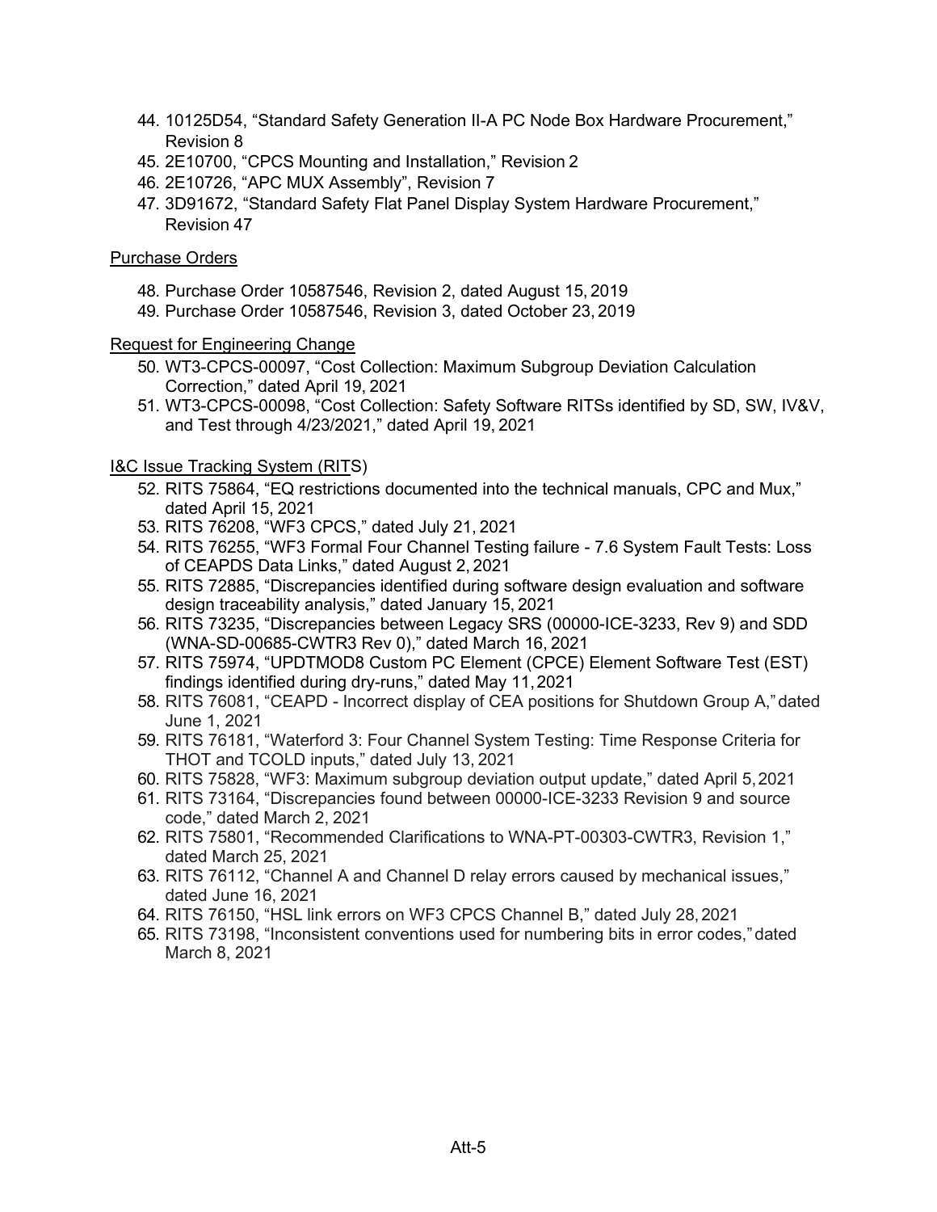44. 10125D54, "Standard Safety Generation II-A PC Node Box Hardware Procurement," Revision 8
45. 2E10700, "CPCS Mounting and Installation," Revision 2
46. 2E10726, "APC MUX Assembly", Revision 7
47. 3D91672, "Standard Safety Flat Panel Display System Hardware Procurement," Revision 47

<u>Purchase Orders</u>

48. Purchase Order 10587546, Revision 2, dated August 15, 2019
49. Purchase Order 10587546, Revision 3, dated October 23, 2019

<u>Request for Engineering Change</u>

50. WT3-CPCS-00097, "Cost Collection: Maximum Subgroup Deviation Calculation Correction," dated April 19, 2021
51. WT3-CPCS-00098, "Cost Collection: Safety Software RITSs identified by SD, SW, IV&V, and Test through 4/23/2021," dated April 19, 2021

<u>I&C Issue Tracking System (RITS)</u>

52. RITS 75864, "EQ restrictions documented into the technical manuals, CPC and Mux," dated April 15, 2021
53. RITS 76208, "WF3 CPCS," dated July 21, 2021
54. RITS 76255, "WF3 Formal Four Channel Testing failure - 7.6 System Fault Tests: Loss of CEAPDS Data Links," dated August 2, 2021
55. RITS 72885, "Discrepancies identified during software design evaluation and software design traceability analysis," dated January 15, 2021
56. RITS 73235, "Discrepancies between Legacy SRS (00000-ICE-3233, Rev 9) and SDD (WNA-SD-00685-CWTR3 Rev 0)," dated March 16, 2021
57. RITS 75974, "UPDTMOD8 Custom PC Element (CPCE) Element Software Test (EST) findings identified during dry-runs," dated May 11, 2021
58. RITS 76081, "CEAPD - Incorrect display of CEA positions for Shutdown Group A," dated June 1, 2021
59. RITS 76181, "Waterford 3: Four Channel System Testing: Time Response Criteria for THOT and TCOLD inputs," dated July 13, 2021
60. RITS 75828, "WF3: Maximum subgroup deviation output update," dated April 5, 2021
61. RITS 73164, "Discrepancies found between 00000-ICE-3233 Revision 9 and source code," dated March 2, 2021
62. RITS 75801, "Recommended Clarifications to WNA-PT-00303-CWTR3, Revision 1," dated March 25, 2021
63. RITS 76112, "Channel A and Channel D relay errors caused by mechanical issues," dated June 16, 2021
64. RITS 76150, "HSL link errors on WF3 CPCS Channel B," dated July 28, 2021
65. RITS 73198, "Inconsistent conventions used for numbering bits in error codes," dated March 8, 2021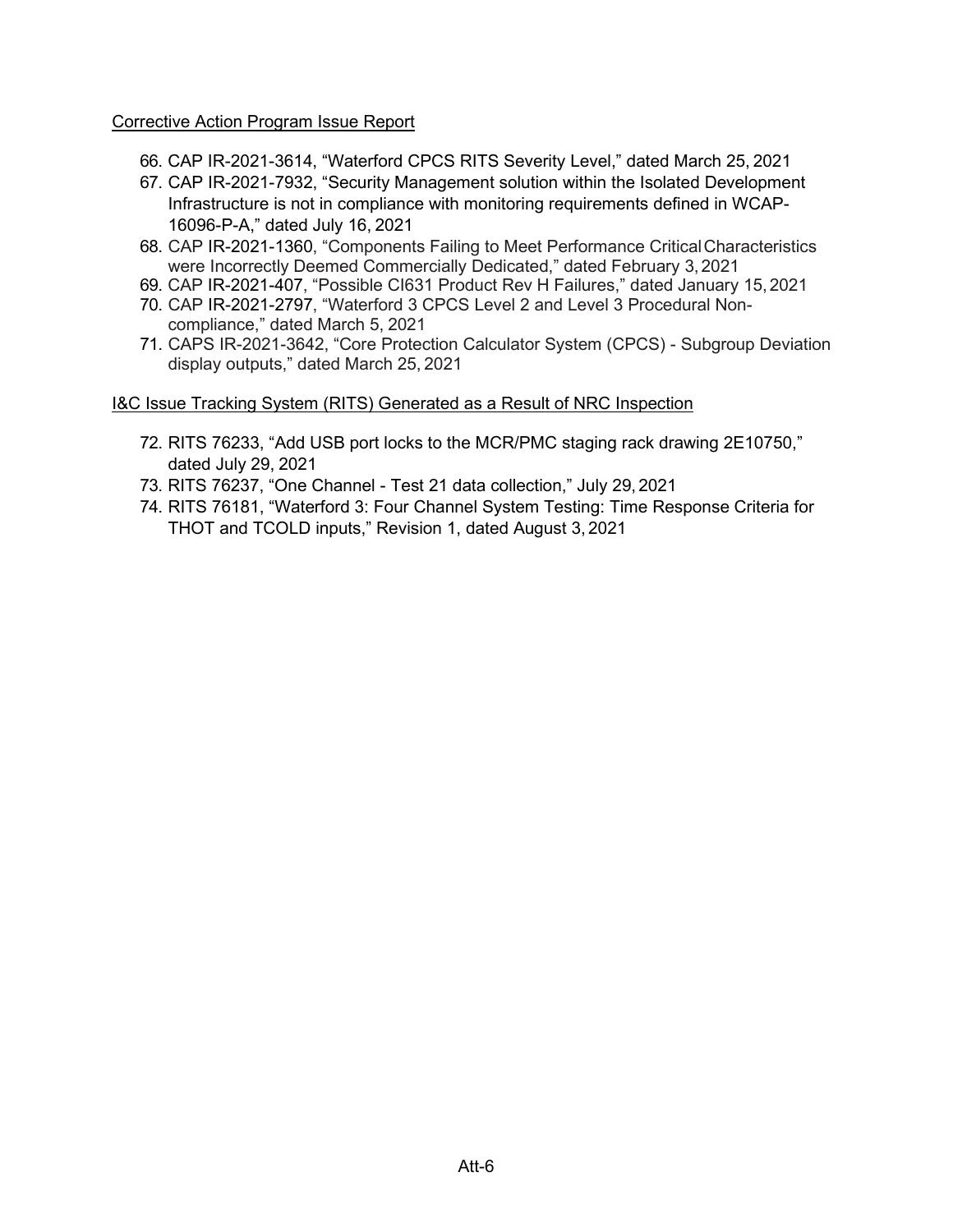Corrective Action Program Issue Report

66. CAP IR-2021-3614, "Waterford CPCS RITS Severity Level," dated March 25, 2021
67. CAP IR-2021-7932, "Security Management solution within the Isolated Development Infrastructure is not in compliance with monitoring requirements defined in WCAP-16096-P-A," dated July 16, 2021
68. CAP IR-2021-1360, "Components Failing to Meet Performance Critical Characteristics were Incorrectly Deemed Commercially Dedicated," dated February 3, 2021
69. CAP IR-2021-407, "Possible CI631 Product Rev H Failures," dated January 15, 2021
70. CAP IR-2021-2797, "Waterford 3 CPCS Level 2 and Level 3 Procedural Non-compliance," dated March 5, 2021
71. CAPS IR-2021-3642, "Core Protection Calculator System (CPCS) - Subgroup Deviation display outputs," dated March 25, 2021

I&C Issue Tracking System (RITS) Generated as a Result of NRC Inspection

72. RITS 76233, "Add USB port locks to the MCR/PMC staging rack drawing 2E10750," dated July 29, 2021
73. RITS 76237, "One Channel - Test 21 data collection," July 29, 2021
74. RITS 76181, "Waterford 3: Four Channel System Testing: Time Response Criteria for THOT and TCOLD inputs," Revision 1, dated August 3, 2021